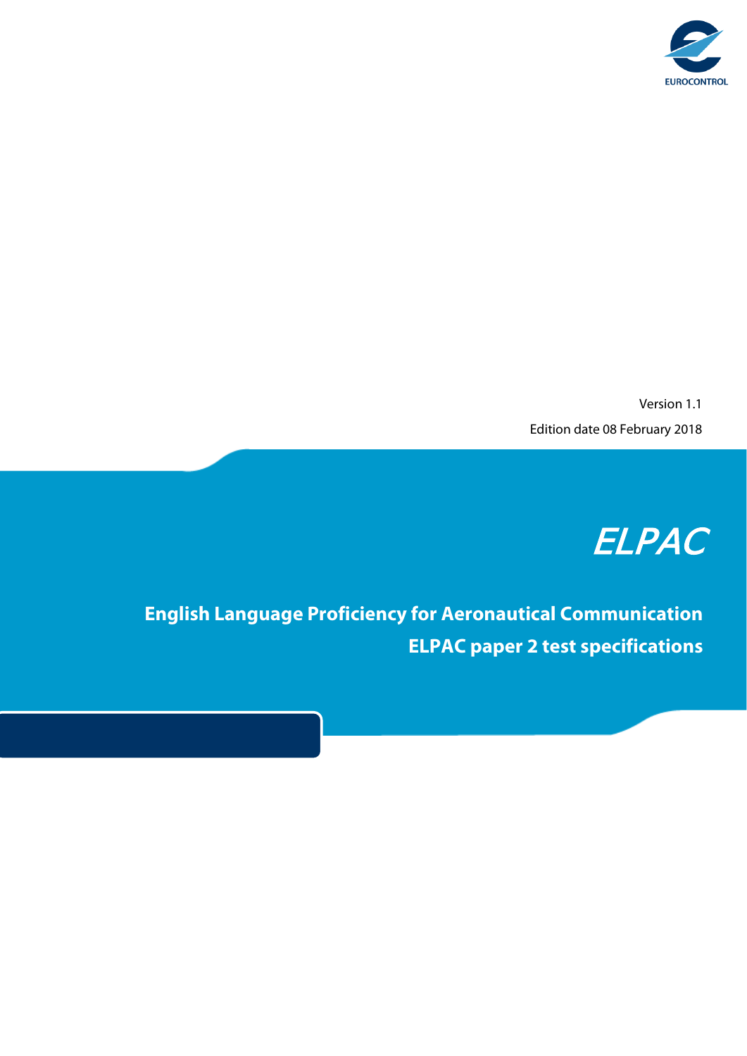EUROCONTROL

Version 1.1

Edition date 08 February 2018

# ELPAC

## English Language Proficiency for Aeronautical Communication

## ELPAC paper 2 test specifications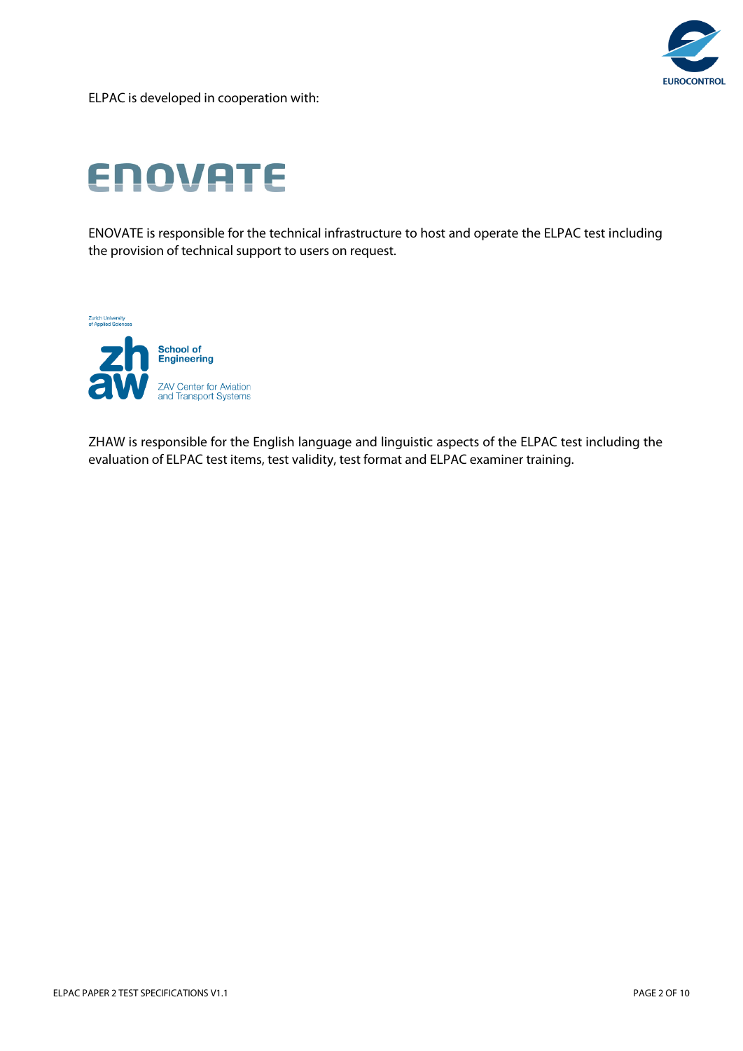ELPAC is developed in cooperation with:

ENOVATE is responsible for the technical infrastructure to host and operate the ELPAC test including the provision of technical support to users on request.

ZHAW is responsible for the English language and linguistic aspects of the ELPAC test including the evaluation of ELPAC test items, test validity, test format and ELPAC examiner training.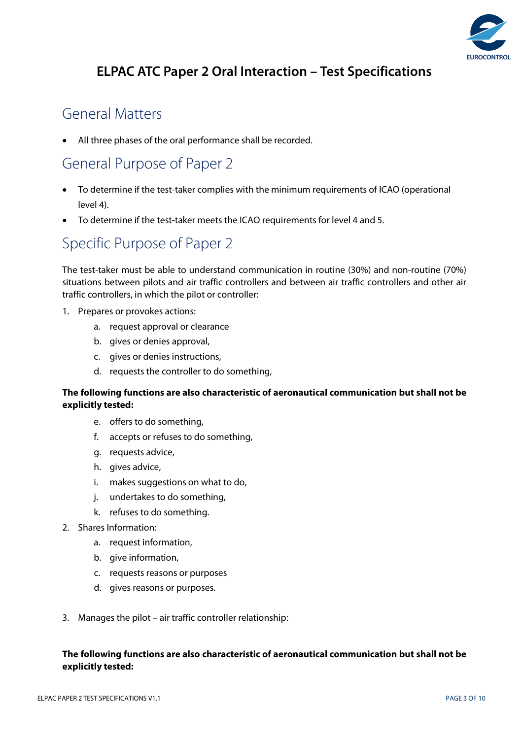# ELPAC ATC Paper 2 Oral Interaction – Test Specifications

## General Matters

- All three phases of the oral performance shall be recorded.

## General Purpose of Paper 2

- To determine if the test-taker complies with the minimum requirements of ICAO (operational level 4).
- To determine if the test-taker meets the ICAO requirements for level 4 and 5.

## Specific Purpose of Paper 2

The test-taker must be able to understand communication in routine (30%) and non-routine (70%) situations between pilots and air traffic controllers and between air traffic controllers and other air traffic controllers, in which the pilot or controller:

1. Prepares or provokes actions:
    a. request approval or clearance
    b. gives or denies approval,
    c. gives or denies instructions,
    d. requests the controller to do something,

**The following functions are also characteristic of aeronautical communication but shall not be explicitly tested:**

    e. offers to do something,
    f. accepts or refuses to do something,
    g. requests advice,
    h. gives advice,
    i. makes suggestions on what to do,
    j. undertakes to do something,
    k. refuses to do something.

2. Shares Information:
    a. request information,
    b. give information,
    c. requests reasons or purposes
    d. gives reasons or purposes.

3. Manages the pilot – air traffic controller relationship:

**The following functions are also characteristic of aeronautical communication but shall not be explicitly tested:**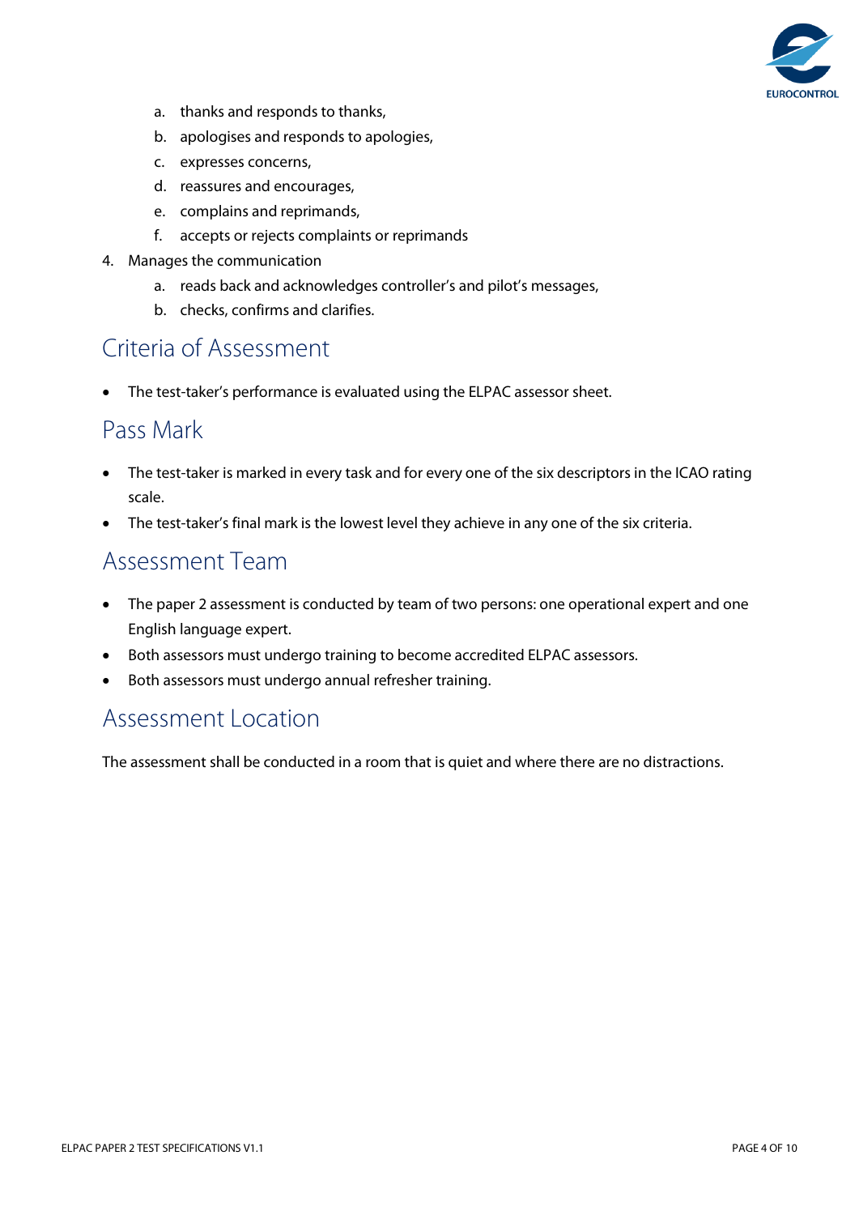a. thanks and responds to thanks,
   b. apologises and responds to apologies,
   c. expresses concerns,
   d. reassures and encourages,
   e. complains and reprimands,
   f. accepts or rejects complaints or reprimands

4. Manages the communication
   a. reads back and acknowledges controller's and pilot's messages,
   b. checks, confirms and clarifies.

## Criteria of Assessment

- The test-taker's performance is evaluated using the ELPAC assessor sheet.

## Pass Mark

- The test-taker is marked in every task and for every one of the six descriptors in the ICAO rating scale.
- The test-taker's final mark is the lowest level they achieve in any one of the six criteria.

## Assessment Team

- The paper 2 assessment is conducted by team of two persons: one operational expert and one English language expert.
- Both assessors must undergo training to become accredited ELPAC assessors.
- Both assessors must undergo annual refresher training.

## Assessment Location

The assessment shall be conducted in a room that is quiet and where there are no distractions.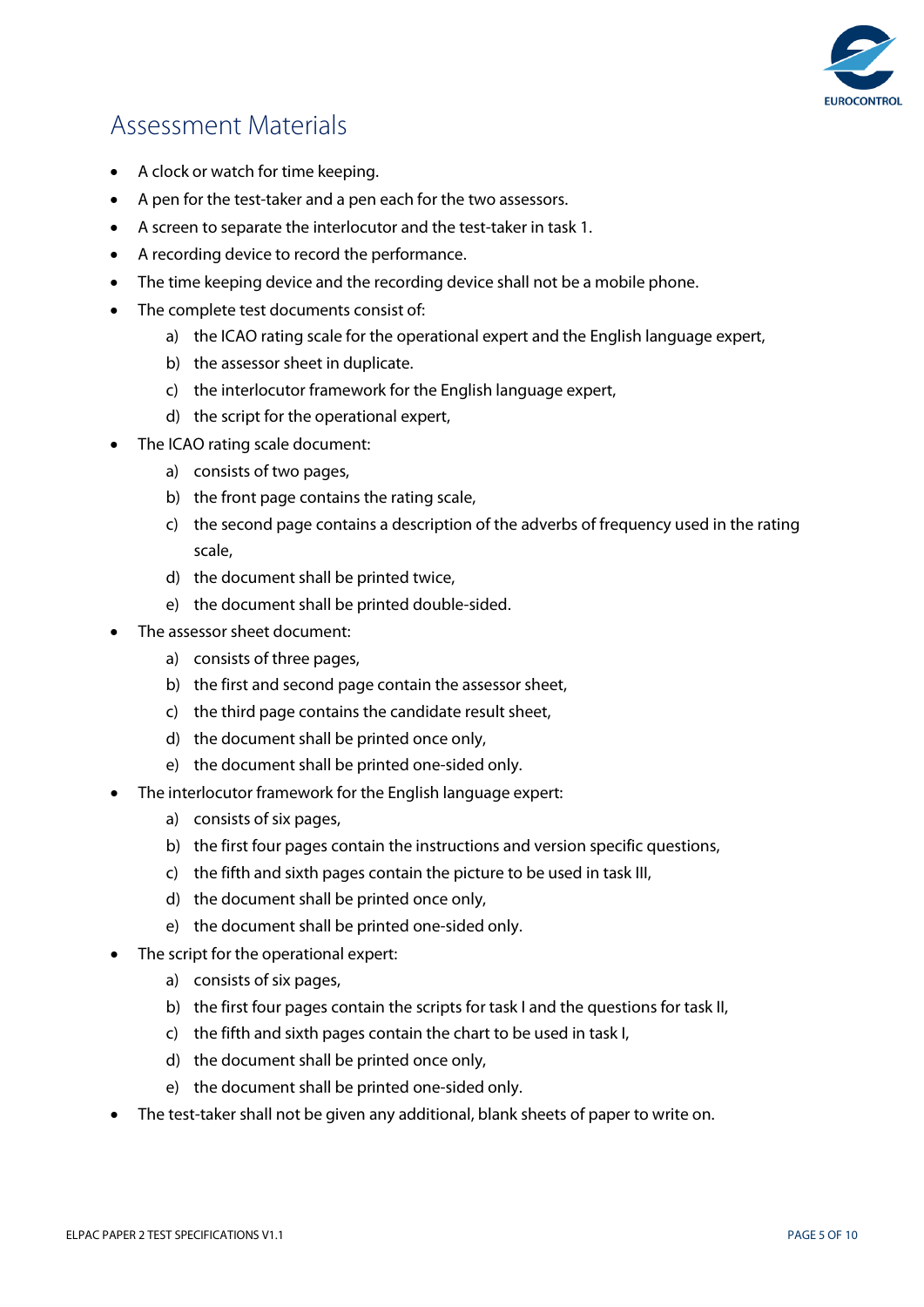# Assessment Materials

- A clock or watch for time keeping.
- A pen for the test-taker and a pen each for the two assessors.
- A screen to separate the interlocutor and the test-taker in task 1.
- A recording device to record the performance.
- The time keeping device and the recording device shall not be a mobile phone.
- The complete test documents consist of:
    a) the ICAO rating scale for the operational expert and the English language expert,
    b) the assessor sheet in duplicate.
    c) the interlocutor framework for the English language expert,
    d) the script for the operational expert,
- The ICAO rating scale document:
    a) consists of two pages,
    b) the front page contains the rating scale,
    c) the second page contains a description of the adverbs of frequency used in the rating scale,
    d) the document shall be printed twice,
    e) the document shall be printed double-sided.
- The assessor sheet document:
    a) consists of three pages,
    b) the first and second page contain the assessor sheet,
    c) the third page contains the candidate result sheet,
    d) the document shall be printed once only,
    e) the document shall be printed one-sided only.
- The interlocutor framework for the English language expert:
    a) consists of six pages,
    b) the first four pages contain the instructions and version specific questions,
    c) the fifth and sixth pages contain the picture to be used in task III,
    d) the document shall be printed once only,
    e) the document shall be printed one-sided only.
- The script for the operational expert:
    a) consists of six pages,
    b) the first four pages contain the scripts for task I and the questions for task II,
    c) the fifth and sixth pages contain the chart to be used in task I,
    d) the document shall be printed once only,
    e) the document shall be printed one-sided only.
- The test-taker shall not be given any additional, blank sheets of paper to write on.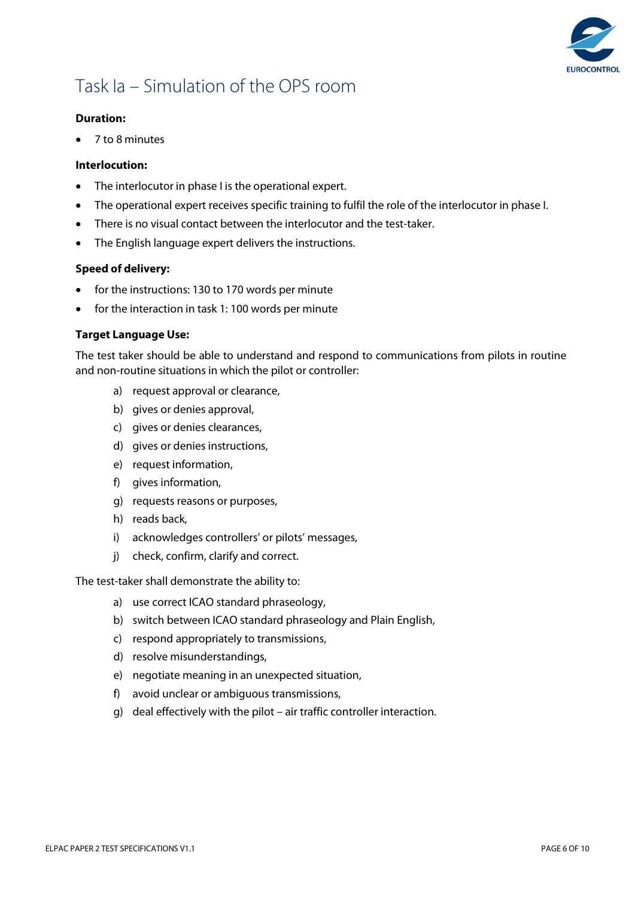# Task Ia – Simulation of the OPS room

**Duration:**

- 7 to 8 minutes

**Interlocution:**

- The interlocutor in phase I is the operational expert.
- The operational expert receives specific training to fulfil the role of the interlocutor in phase I.
- There is no visual contact between the interlocutor and the test-taker.
- The English language expert delivers the instructions.

**Speed of delivery:**

- for the instructions: 130 to 170 words per minute
- for the interaction in task 1: 100 words per minute

**Target Language Use:**

The test taker should be able to understand and respond to communications from pilots in routine and non-routine situations in which the pilot or controller:

a) request approval or clearance,
b) gives or denies approval,
c) gives or denies clearances,
d) gives or denies instructions,
e) request information,
f) gives information,
g) requests reasons or purposes,
h) reads back,
i) acknowledges controllers' or pilots' messages,
j) check, confirm, clarify and correct.

The test-taker shall demonstrate the ability to:

a) use correct ICAO standard phraseology,
b) switch between ICAO standard phraseology and Plain English,
c) respond appropriately to transmissions,
d) resolve misunderstandings,
e) negotiate meaning in an unexpected situation,
f) avoid unclear or ambiguous transmissions,
g) deal effectively with the pilot – air traffic controller interaction.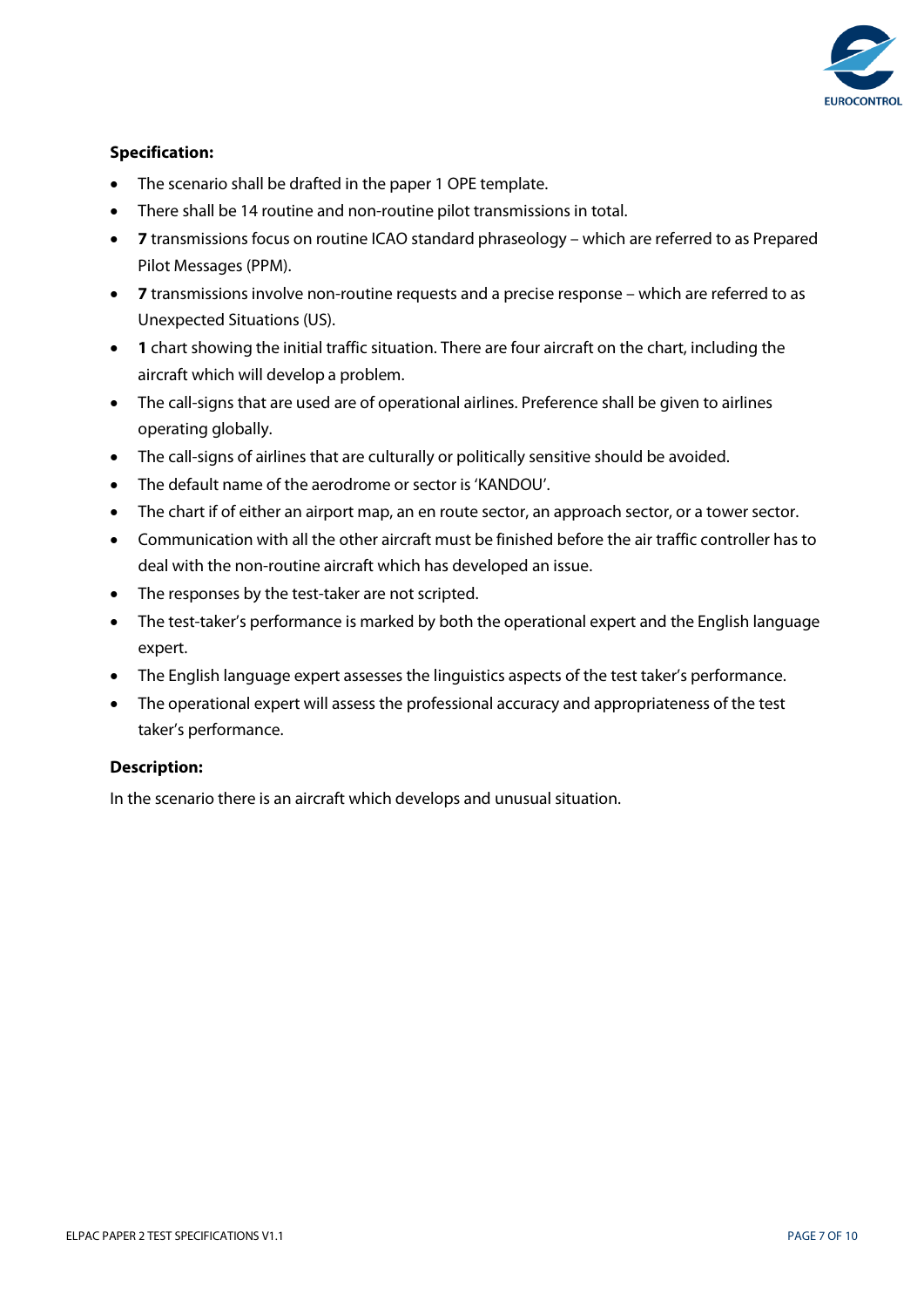**Specification:**

- The scenario shall be drafted in the paper 1 OPE template.
- There shall be 14 routine and non-routine pilot transmissions in total.
- **7** transmissions focus on routine ICAO standard phraseology – which are referred to as Prepared Pilot Messages (PPM).
- **7** transmissions involve non-routine requests and a precise response – which are referred to as Unexpected Situations (US).
- **1** chart showing the initial traffic situation. There are four aircraft on the chart, including the aircraft which will develop a problem.
- The call-signs that are used are of operational airlines. Preference shall be given to airlines operating globally.
- The call-signs of airlines that are culturally or politically sensitive should be avoided.
- The default name of the aerodrome or sector is 'KANDOU'.
- The chart if of either an airport map, an en route sector, an approach sector, or a tower sector.
- Communication with all the other aircraft must be finished before the air traffic controller has to deal with the non-routine aircraft which has developed an issue.
- The responses by the test-taker are not scripted.
- The test-taker's performance is marked by both the operational expert and the English language expert.
- The English language expert assesses the linguistics aspects of the test taker's performance.
- The operational expert will assess the professional accuracy and appropriateness of the test taker's performance.

**Description:**

In the scenario there is an aircraft which develops and unusual situation.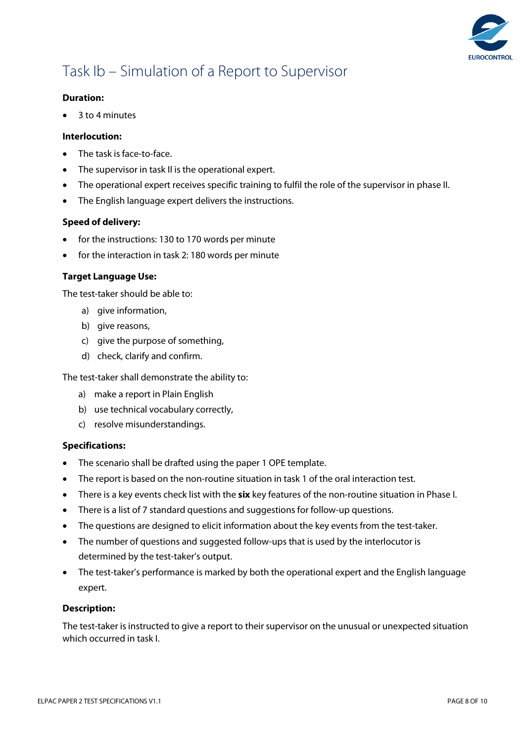# Task Ib – Simulation of a Report to Supervisor

**Duration:**

- 3 to 4 minutes

**Interlocution:**

- The task is face-to-face.
- The supervisor in task II is the operational expert.
- The operational expert receives specific training to fulfil the role of the supervisor in phase II.
- The English language expert delivers the instructions.

**Speed of delivery:**

- for the instructions: 130 to 170 words per minute
- for the interaction in task 2: 180 words per minute

**Target Language Use:**

The test-taker should be able to:

a) give information,
b) give reasons,
c) give the purpose of something,
d) check, clarify and confirm.

The test-taker shall demonstrate the ability to:

a) make a report in Plain English
b) use technical vocabulary correctly,
c) resolve misunderstandings.

**Specifications:**

- The scenario shall be drafted using the paper 1 OPE template.
- The report is based on the non-routine situation in task 1 of the oral interaction test.
- There is a key events check list with the **six** key features of the non-routine situation in Phase I.
- There is a list of 7 standard questions and suggestions for follow-up questions.
- The questions are designed to elicit information about the key events from the test-taker.
- The number of questions and suggested follow-ups that is used by the interlocutor is determined by the test-taker's output.
- The test-taker's performance is marked by both the operational expert and the English language expert.

**Description:**

The test-taker is instructed to give a report to their supervisor on the unusual or unexpected situation which occurred in task I.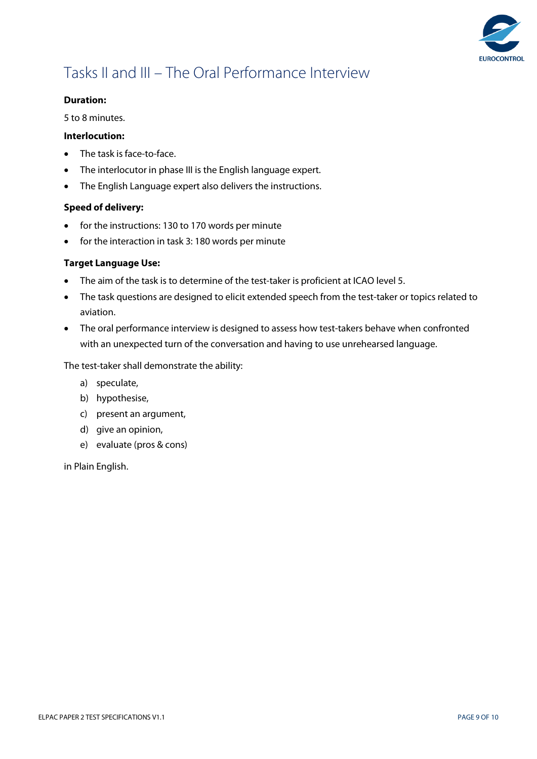# Tasks II and III – The Oral Performance Interview

**Duration:**

5 to 8 minutes.

**Interlocution:**

- The task is face-to-face.
- The interlocutor in phase III is the English language expert.
- The English Language expert also delivers the instructions.

**Speed of delivery:**

- for the instructions: 130 to 170 words per minute
- for the interaction in task 3: 180 words per minute

**Target Language Use:**

- The aim of the task is to determine of the test-taker is proficient at ICAO level 5.
- The task questions are designed to elicit extended speech from the test-taker or topics related to aviation.
- The oral performance interview is designed to assess how test-takers behave when confronted with an unexpected turn of the conversation and having to use unrehearsed language.

The test-taker shall demonstrate the ability:

a) speculate,
b) hypothesise,
c) present an argument,
d) give an opinion,
e) evaluate (pros & cons)

in Plain English.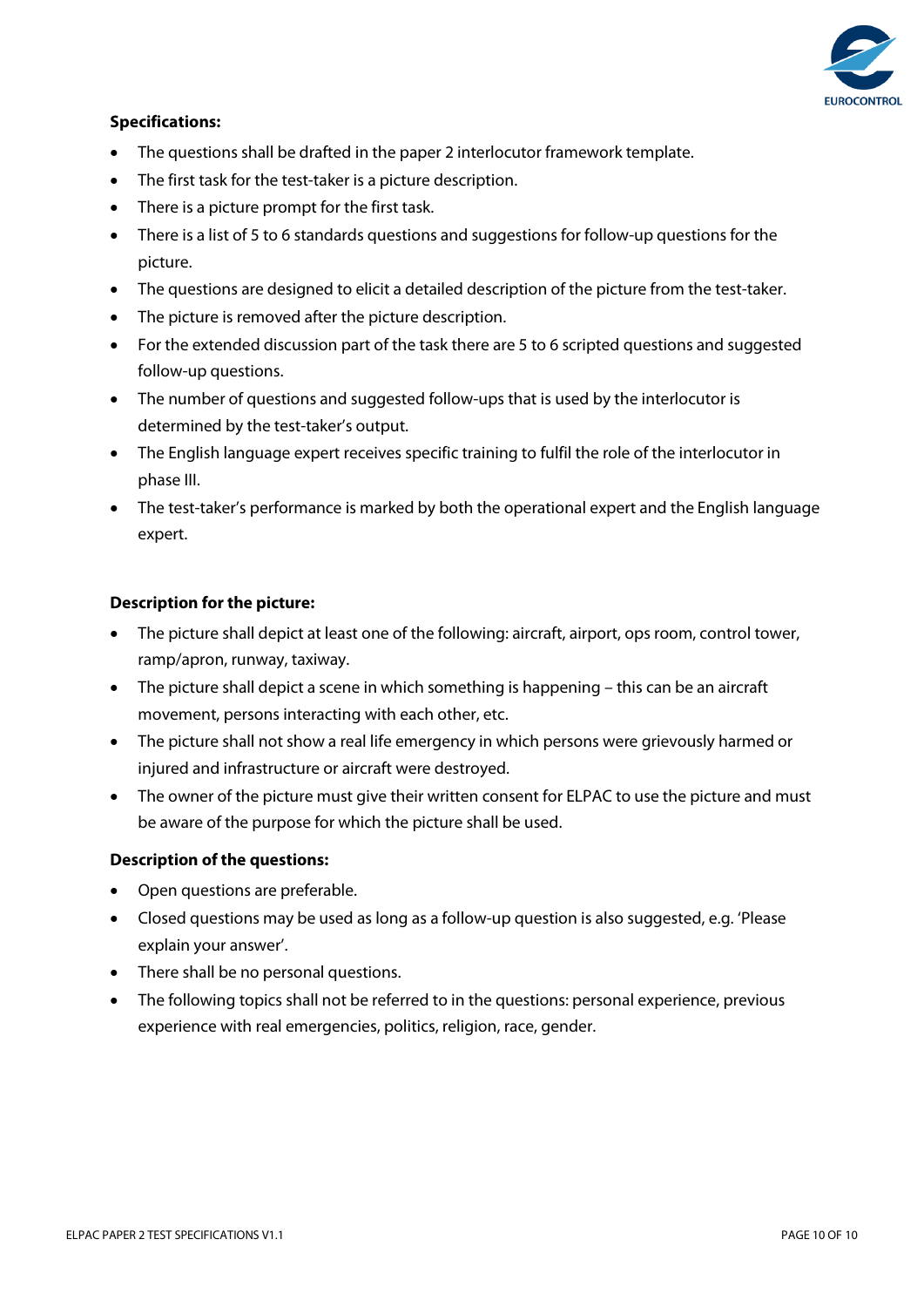**Specifications:**

- The questions shall be drafted in the paper 2 interlocutor framework template.
- The first task for the test-taker is a picture description.
- There is a picture prompt for the first task.
- There is a list of 5 to 6 standards questions and suggestions for follow-up questions for the picture.
- The questions are designed to elicit a detailed description of the picture from the test-taker.
- The picture is removed after the picture description.
- For the extended discussion part of the task there are 5 to 6 scripted questions and suggested follow-up questions.
- The number of questions and suggested follow-ups that is used by the interlocutor is determined by the test-taker's output.
- The English language expert receives specific training to fulfil the role of the interlocutor in phase III.
- The test-taker's performance is marked by both the operational expert and the English language expert.

**Description for the picture:**

- The picture shall depict at least one of the following: aircraft, airport, ops room, control tower, ramp/apron, runway, taxiway.
- The picture shall depict a scene in which something is happening – this can be an aircraft movement, persons interacting with each other, etc.
- The picture shall not show a real life emergency in which persons were grievously harmed or injured and infrastructure or aircraft were destroyed.
- The owner of the picture must give their written consent for ELPAC to use the picture and must be aware of the purpose for which the picture shall be used.

**Description of the questions:**

- Open questions are preferable.
- Closed questions may be used as long as a follow-up question is also suggested, e.g. 'Please explain your answer'.
- There shall be no personal questions.
- The following topics shall not be referred to in the questions: personal experience, previous experience with real emergencies, politics, religion, race, gender.